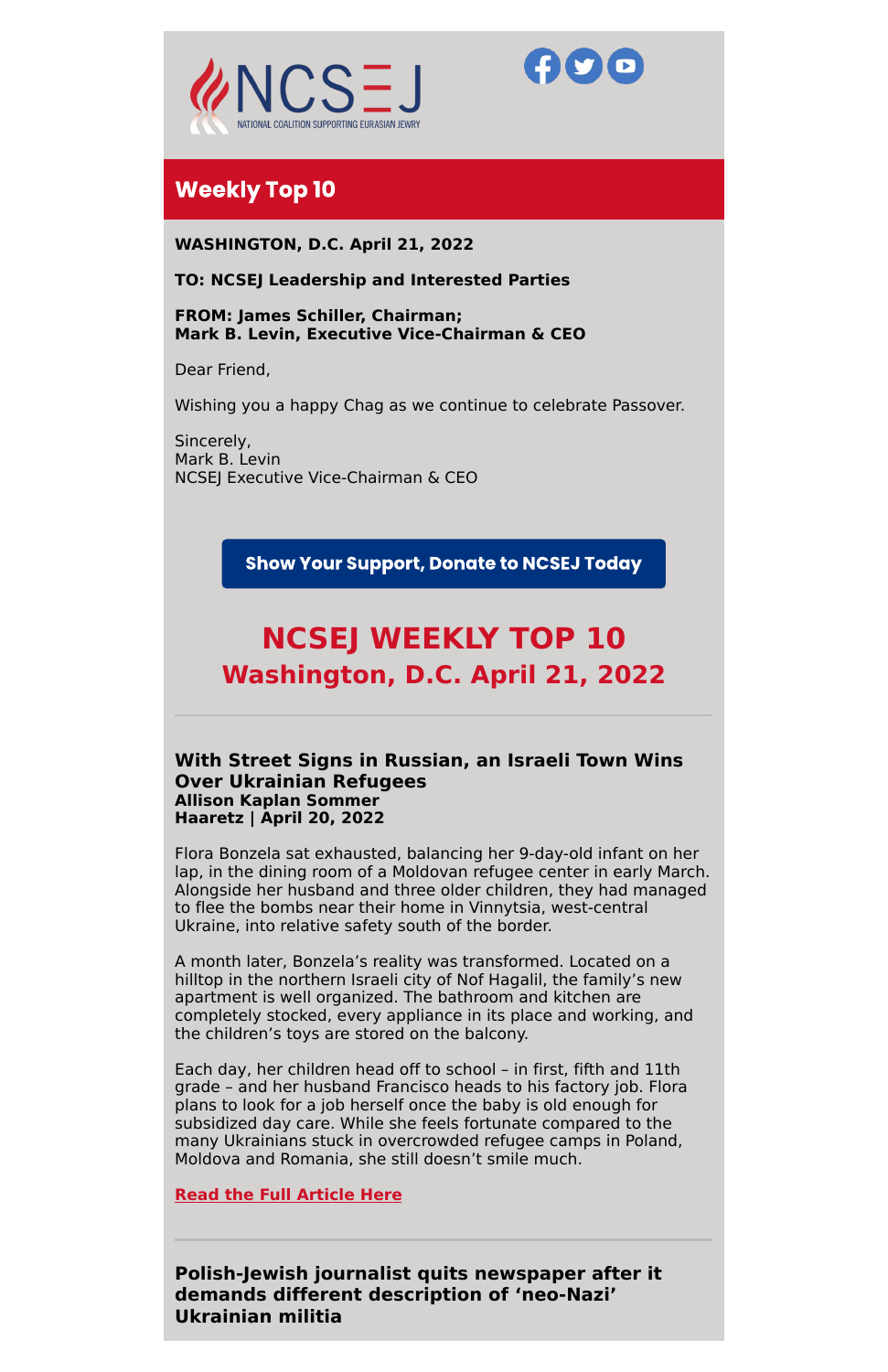NCSEJ
NATIONAL COALITION SUPPORTING EURASIAN JEWRY

## Weekly Top 10

**WASHINGTON, D.C. April 21, 2022**

**TO: NCSEJ Leadership and Interested Parties**

**FROM: James Schiller, Chairman;**
**Mark B. Levin, Executive Vice-Chairman & CEO**

Dear Friend,

Wishing you a happy Chag as we continue to celebrate Passover.

Sincerely,
Mark B. Levin
NCSEJ Executive Vice-Chairman & CEO

**Show Your Support, Donate to NCSEJ Today**

# NCSEJ WEEKLY TOP 10
## Washington, D.C. April 21, 2022

---

### With Street Signs in Russian, an Israeli Town Wins Over Ukrainian Refugees
**Allison Kaplan Sommer**
**Haaretz | April 20, 2022**

Flora Bonzela sat exhausted, balancing her 9-day-old infant on her lap, in the dining room of a Moldovan refugee center in early March. Alongside her husband and three older children, they had managed to flee the bombs near their home in Vinnytsia, west-central Ukraine, into relative safety south of the border.

A month later, Bonzela's reality was transformed. Located on a hilltop in the northern Israeli city of Nof Hagalil, the family's new apartment is well organized. The bathroom and kitchen are completely stocked, every appliance in its place and working, and the children's toys are stored on the balcony.

Each day, her children head off to school – in first, fifth and 11th grade – and her husband Francisco heads to his factory job. Flora plans to look for a job herself once the baby is old enough for subsidized day care. While she feels fortunate compared to the many Ukrainians stuck in overcrowded refugee camps in Poland, Moldova and Romania, she still doesn't smile much.

**Read the Full Article Here**

---

### Polish-Jewish journalist quits newspaper after it demands different description of 'neo-Nazi' Ukrainian militia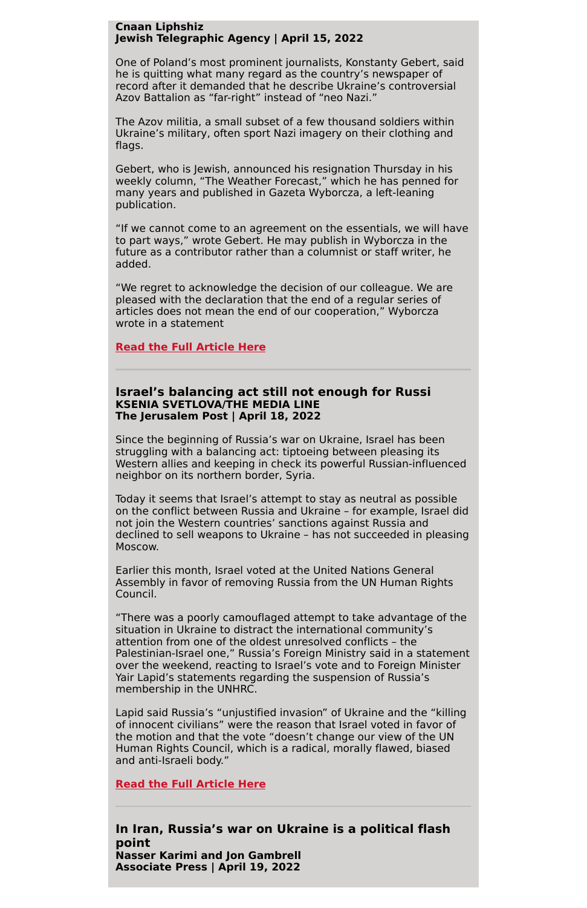**Cnaan Liphshiz**
**Jewish Telegraphic Agency | April 15, 2022**

One of Poland's most prominent journalists, Konstanty Gebert, said he is quitting what many regard as the country's newspaper of record after it demanded that he describe Ukraine's controversial Azov Battalion as "far-right" instead of "neo Nazi."

The Azov militia, a small subset of a few thousand soldiers within Ukraine's military, often sport Nazi imagery on their clothing and flags.

Gebert, who is Jewish, announced his resignation Thursday in his weekly column, "The Weather Forecast," which he has penned for many years and published in Gazeta Wyborcza, a left-leaning publication.

"If we cannot come to an agreement on the essentials, we will have to part ways," wrote Gebert. He may publish in Wyborcza in the future as a contributor rather than a columnist or staff writer, he added.

"We regret to acknowledge the decision of our colleague. We are pleased with the declaration that the end of a regular series of articles does not mean the end of our cooperation," Wyborcza wrote in a statement

**Read the Full Article Here**

---

## Israel's balancing act still not enough for Russi

**KSENIA SVETLOVA/THE MEDIA LINE**
**The Jerusalem Post | April 18, 2022**

Since the beginning of Russia's war on Ukraine, Israel has been struggling with a balancing act: tiptoeing between pleasing its Western allies and keeping in check its powerful Russian-influenced neighbor on its northern border, Syria.

Today it seems that Israel's attempt to stay as neutral as possible on the conflict between Russia and Ukraine – for example, Israel did not join the Western countries' sanctions against Russia and declined to sell weapons to Ukraine – has not succeeded in pleasing Moscow.

Earlier this month, Israel voted at the United Nations General Assembly in favor of removing Russia from the UN Human Rights Council.

"There was a poorly camouflaged attempt to take advantage of the situation in Ukraine to distract the international community's attention from one of the oldest unresolved conflicts – the Palestinian-Israel one," Russia's Foreign Ministry said in a statement over the weekend, reacting to Israel's vote and to Foreign Minister Yair Lapid's statements regarding the suspension of Russia's membership in the UNHRC.

Lapid said Russia's "unjustified invasion" of Ukraine and the "killing of innocent civilians" were the reason that Israel voted in favor of the motion and that the vote "doesn't change our view of the UN Human Rights Council, which is a radical, morally flawed, biased and anti-Israeli body."

**Read the Full Article Here**

---

## In Iran, Russia's war on Ukraine is a political flash point

**Nasser Karimi and Jon Gambrell**
**Associate Press | April 19, 2022**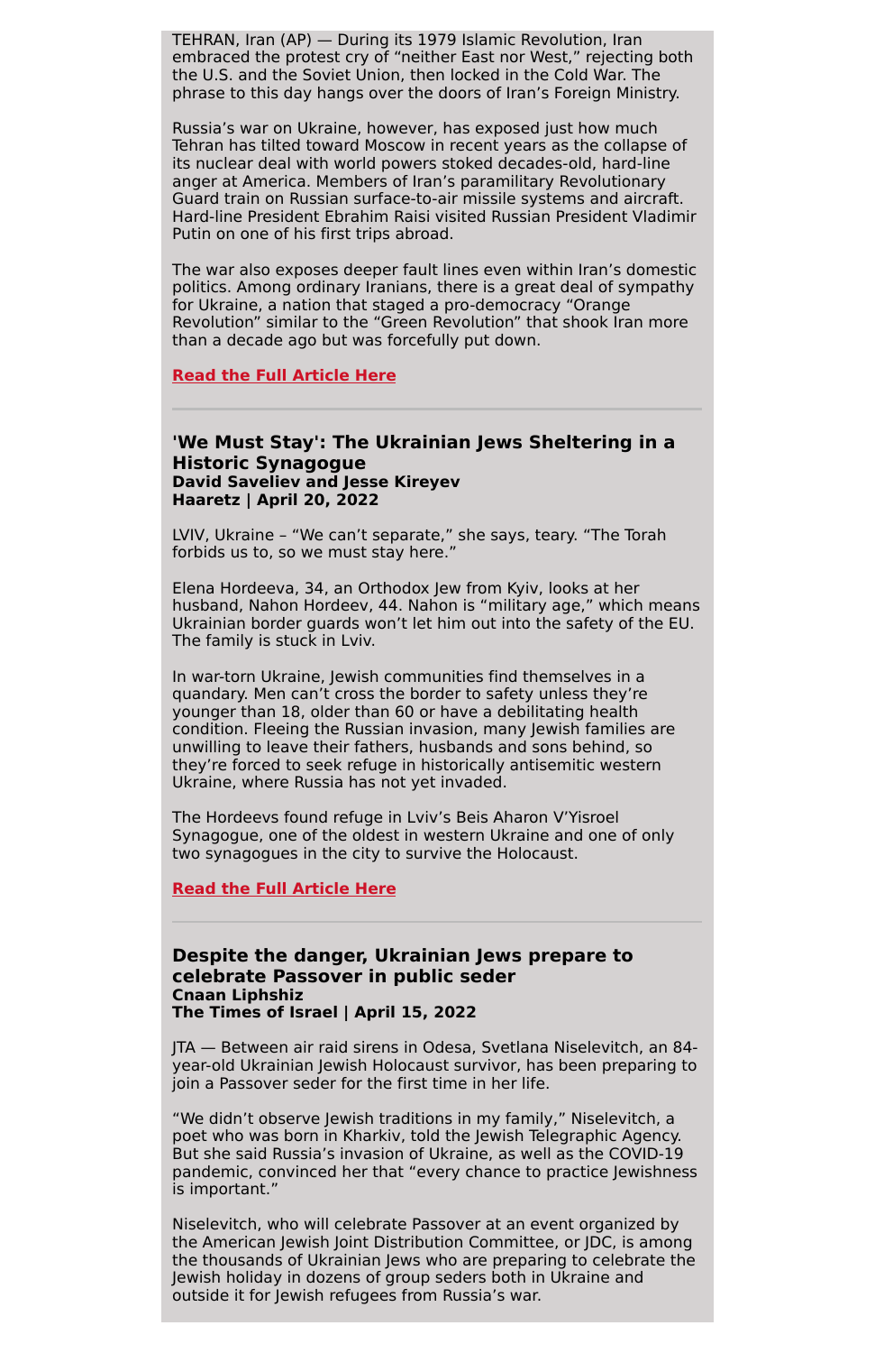TEHRAN, Iran (AP) — During its 1979 Islamic Revolution, Iran embraced the protest cry of "neither East nor West," rejecting both the U.S. and the Soviet Union, then locked in the Cold War. The phrase to this day hangs over the doors of Iran's Foreign Ministry.

Russia's war on Ukraine, however, has exposed just how much Tehran has tilted toward Moscow in recent years as the collapse of its nuclear deal with world powers stoked decades-old, hard-line anger at America. Members of Iran's paramilitary Revolutionary Guard train on Russian surface-to-air missile systems and aircraft. Hard-line President Ebrahim Raisi visited Russian President Vladimir Putin on one of his first trips abroad.

The war also exposes deeper fault lines even within Iran's domestic politics. Among ordinary Iranians, there is a great deal of sympathy for Ukraine, a nation that staged a pro-democracy "Orange Revolution" similar to the "Green Revolution" that shook Iran more than a decade ago but was forcefully put down.

**Read the Full Article Here**

---

### 'We Must Stay': The Ukrainian Jews Sheltering in a Historic Synagogue

**David Saveliev and Jesse Kireyev**
**Haaretz | April 20, 2022**

LVIV, Ukraine – "We can't separate," she says, teary. "The Torah forbids us to, so we must stay here."

Elena Hordeeva, 34, an Orthodox Jew from Kyiv, looks at her husband, Nahon Hordeev, 44. Nahon is "military age," which means Ukrainian border guards won't let him out into the safety of the EU. The family is stuck in Lviv.

In war-torn Ukraine, Jewish communities find themselves in a quandary. Men can't cross the border to safety unless they're younger than 18, older than 60 or have a debilitating health condition. Fleeing the Russian invasion, many Jewish families are unwilling to leave their fathers, husbands and sons behind, so they're forced to seek refuge in historically antisemitic western Ukraine, where Russia has not yet invaded.

The Hordeevs found refuge in Lviv's Beis Aharon V'Yisroel Synagogue, one of the oldest in western Ukraine and one of only two synagogues in the city to survive the Holocaust.

**Read the Full Article Here**

---

### Despite the danger, Ukrainian Jews prepare to celebrate Passover in public seder

**Cnaan Liphshiz**
**The Times of Israel | April 15, 2022**

JTA — Between air raid sirens in Odesa, Svetlana Niselevitch, an 84-year-old Ukrainian Jewish Holocaust survivor, has been preparing to join a Passover seder for the first time in her life.

"We didn't observe Jewish traditions in my family," Niselevitch, a poet who was born in Kharkiv, told the Jewish Telegraphic Agency. But she said Russia's invasion of Ukraine, as well as the COVID-19 pandemic, convinced her that "every chance to practice Jewishness is important."

Niselevitch, who will celebrate Passover at an event organized by the American Jewish Joint Distribution Committee, or JDC, is among the thousands of Ukrainian Jews who are preparing to celebrate the Jewish holiday in dozens of group seders both in Ukraine and outside it for Jewish refugees from Russia's war.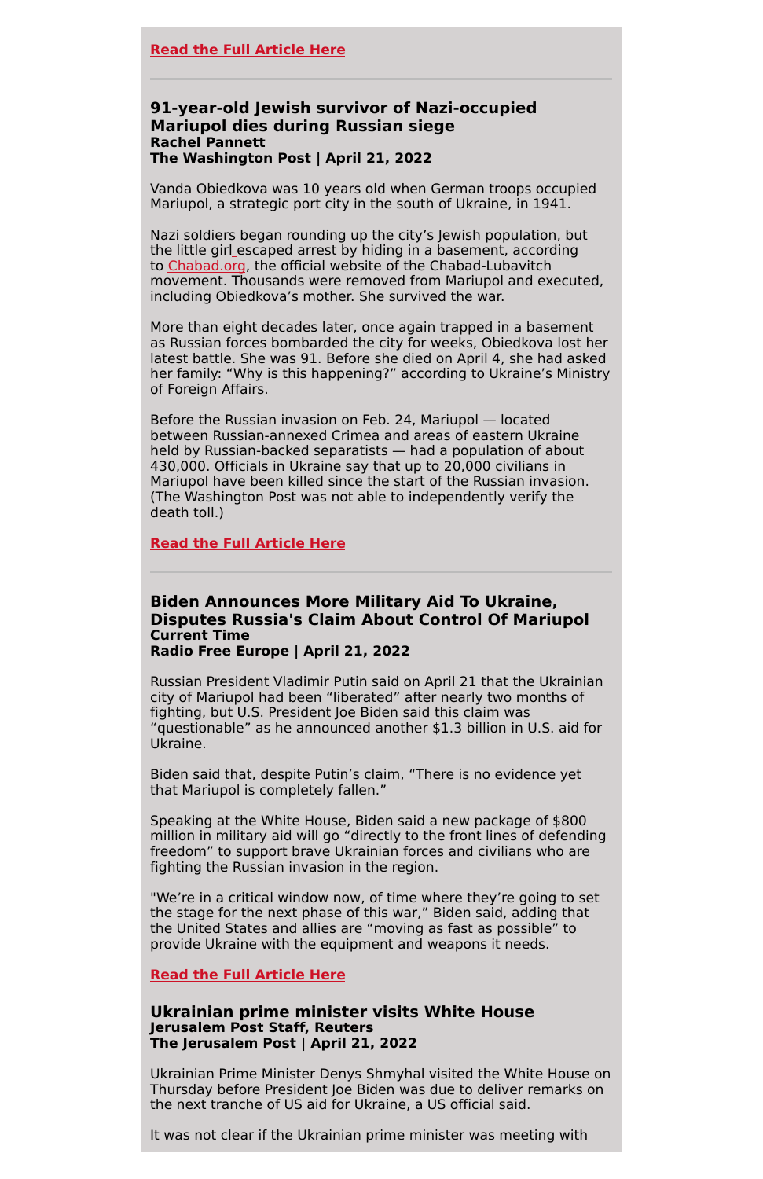**Read the Full Article Here**

---

### 91-year-old Jewish survivor of Nazi-occupied Mariupol dies during Russian siege
**Rachel Pannett**
**The Washington Post | April 21, 2022**

Vanda Obiedkova was 10 years old when German troops occupied Mariupol, a strategic port city in the south of Ukraine, in 1941.

Nazi soldiers began rounding up the city's Jewish population, but the little girl escaped arrest by hiding in a basement, according to Chabad.org, the official website of the Chabad-Lubavitch movement. Thousands were removed from Mariupol and executed, including Obiedkova's mother. She survived the war.

More than eight decades later, once again trapped in a basement as Russian forces bombarded the city for weeks, Obiedkova lost her latest battle. She was 91. Before she died on April 4, she had asked her family: "Why is this happening?" according to Ukraine's Ministry of Foreign Affairs.

Before the Russian invasion on Feb. 24, Mariupol — located between Russian-annexed Crimea and areas of eastern Ukraine held by Russian-backed separatists — had a population of about 430,000. Officials in Ukraine say that up to 20,000 civilians in Mariupol have been killed since the start of the Russian invasion. (The Washington Post was not able to independently verify the death toll.)

**Read the Full Article Here**

---

### Biden Announces More Military Aid To Ukraine, Disputes Russia's Claim About Control Of Mariupol
**Current Time**
**Radio Free Europe | April 21, 2022**

Russian President Vladimir Putin said on April 21 that the Ukrainian city of Mariupol had been "liberated" after nearly two months of fighting, but U.S. President Joe Biden said this claim was "questionable" as he announced another $1.3 billion in U.S. aid for Ukraine.

Biden said that, despite Putin's claim, "There is no evidence yet that Mariupol is completely fallen."

Speaking at the White House, Biden said a new package of $800 million in military aid will go "directly to the front lines of defending freedom" to support brave Ukrainian forces and civilians who are fighting the Russian invasion in the region.

"We're in a critical window now, of time where they're going to set the stage for the next phase of this war," Biden said, adding that the United States and allies are "moving as fast as possible" to provide Ukraine with the equipment and weapons it needs.

**Read the Full Article Here**

### Ukrainian prime minister visits White House
**Jerusalem Post Staff, Reuters**
**The Jerusalem Post | April 21, 2022**

Ukrainian Prime Minister Denys Shmyhal visited the White House on Thursday before President Joe Biden was due to deliver remarks on the next tranche of US aid for Ukraine, a US official said.

It was not clear if the Ukrainian prime minister was meeting with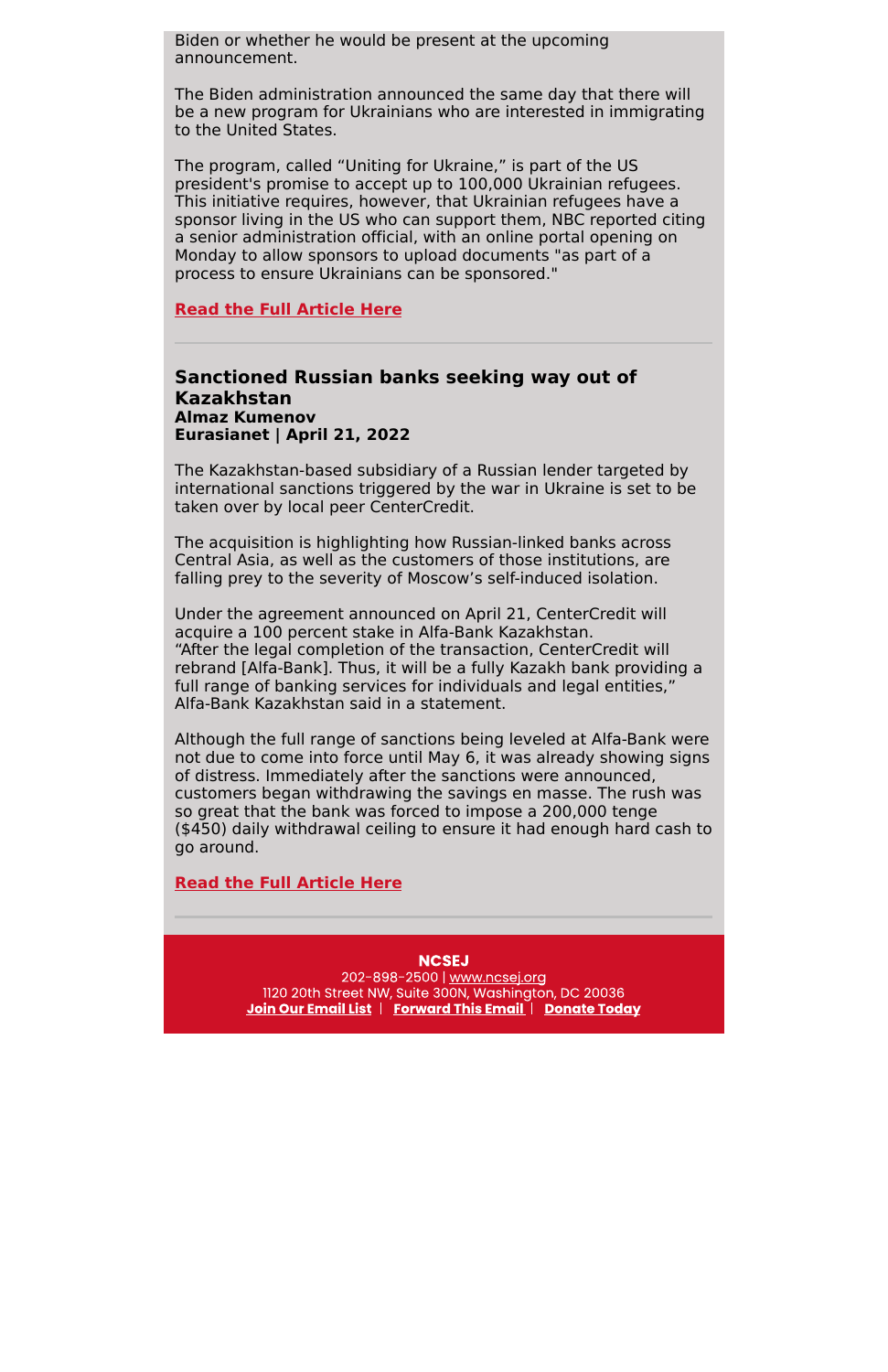Biden or whether he would be present at the upcoming announcement.

The Biden administration announced the same day that there will be a new program for Ukrainians who are interested in immigrating to the United States.

The program, called “Uniting for Ukraine,” is part of the US president's promise to accept up to 100,000 Ukrainian refugees. This initiative requires, however, that Ukrainian refugees have a sponsor living in the US who can support them, NBC reported citing a senior administration official, with an online portal opening on Monday to allow sponsors to upload documents "as part of a process to ensure Ukrainians can be sponsored."

**Read the Full Article Here**

---

### Sanctioned Russian banks seeking way out of Kazakhstan

**Almaz Kumenov**
**Eurasianet | April 21, 2022**

The Kazakhstan-based subsidiary of a Russian lender targeted by international sanctions triggered by the war in Ukraine is set to be taken over by local peer CenterCredit.

The acquisition is highlighting how Russian-linked banks across Central Asia, as well as the customers of those institutions, are falling prey to the severity of Moscow’s self-induced isolation.

Under the agreement announced on April 21, CenterCredit will acquire a 100 percent stake in Alfa-Bank Kazakhstan.
“After the legal completion of the transaction, CenterCredit will rebrand [Alfa-Bank]. Thus, it will be a fully Kazakh bank providing a full range of banking services for individuals and legal entities,” Alfa-Bank Kazakhstan said in a statement.

Although the full range of sanctions being leveled at Alfa-Bank were not due to come into force until May 6, it was already showing signs of distress. Immediately after the sanctions were announced, customers began withdrawing the savings en masse. The rush was so great that the bank was forced to impose a 200,000 tenge ($450) daily withdrawal ceiling to ensure it had enough hard cash to go around.

**Read the Full Article Here**

---

**NCSEJ**
202-898-2500 | www.ncsej.org
1120 20th Street NW, Suite 300N, Washington, DC 20036
**Join Our Email List** | **Forward This Email** | **Donate Today**